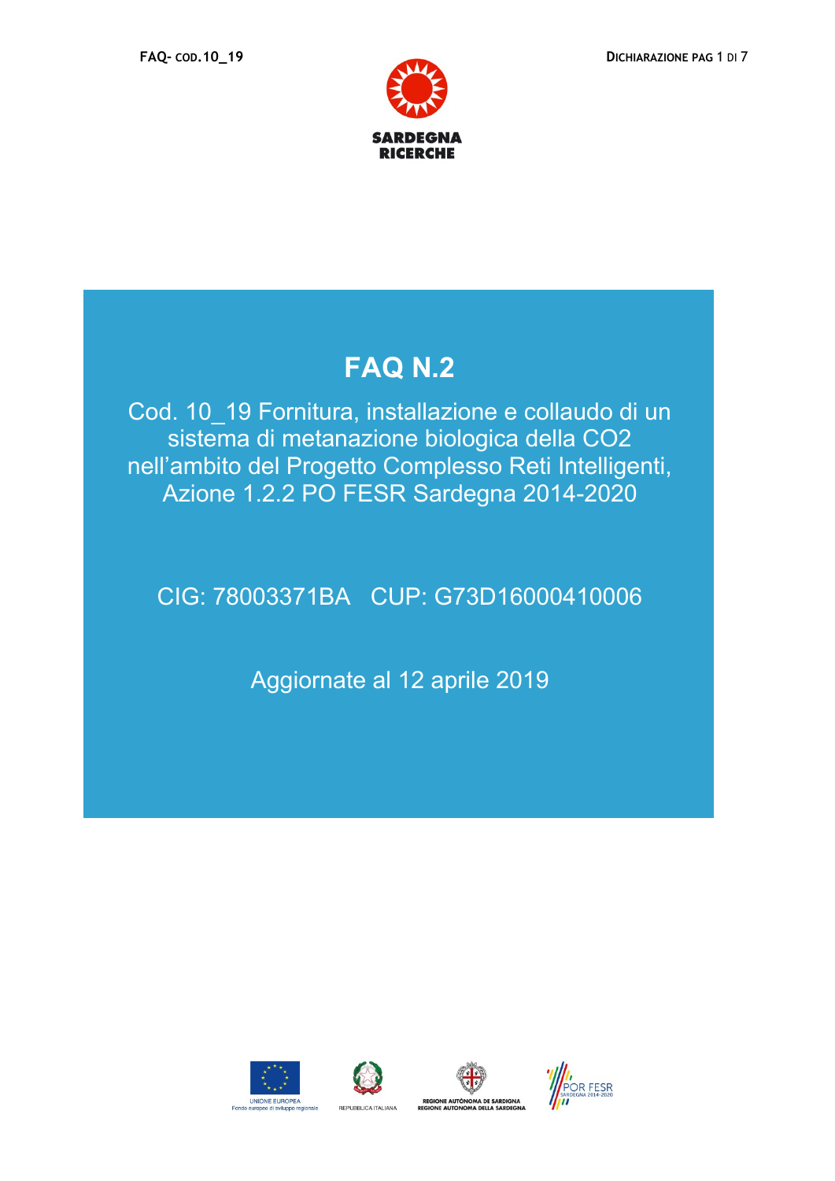SARDEGNA RICERCHE

# FAQ N.2

Cod. 10_19 Fornitura, installazione e collaudo di un sistema di metanazione biologica della CO2 nell'ambito del Progetto Complesso Reti Intelligenti, Azione 1.2.2 PO FESR Sardegna 2014-2020

CIG: 78003371BA CUP: G73D16000410006

Aggiornate al 12 aprile 2019

UNIONE EUROPEA
Fondo europeo di sviluppo regionale

REPUBBLICA ITALIANA

REGIONE AUTÒNOMA DE SARDIGNA
REGIONE AUTONOMA DELLA SARDEGNA

POR FESR SARDEGNA 2014-2020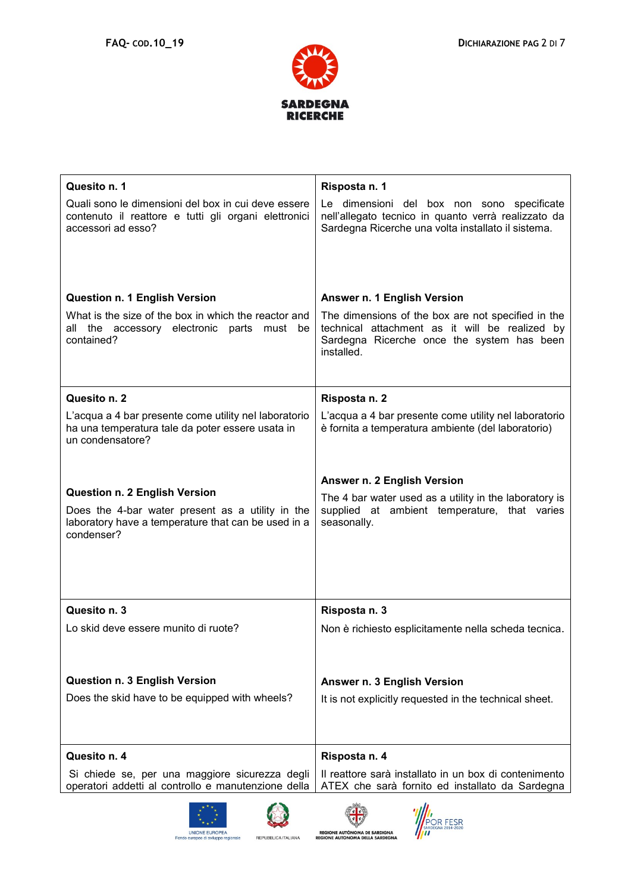| Quesito n. 1 | Risposta n. 1 |
| --- | --- |
| Quali sono le dimensioni del box in cui deve essere contenuto il reattore e tutti gli organi elettronici accessori ad esso? | Le dimensioni del box non sono specificate nell'allegato tecnico in quanto verrà realizzato da Sardegna Ricerche una volta installato il sistema. |
| **Question n. 1 English Version** | **Answer n. 1 English Version** |
| What is the size of the box in which the reactor and all the accessory electronic parts must be contained? | The dimensions of the box are not specified in the technical attachment as it will be realized by Sardegna Ricerche once the system has been installed. |
| **Quesito n. 2** | **Risposta n. 2** |
| L'acqua a 4 bar presente come utility nel laboratorio ha una temperatura tale da poter essere usata in un condensatore? | L'acqua a 4 bar presente come utility nel laboratorio è fornita a temperatura ambiente (del laboratorio) |
| **Question n. 2 English Version** | **Answer n. 2 English Version** |
| Does the 4-bar water present as a utility in the laboratory have a temperature that can be used in a condenser? | The 4 bar water used as a utility in the laboratory is supplied at ambient temperature, that varies seasonally. |
| **Quesito n. 3** | **Risposta n. 3** |
| Lo skid deve essere munito di ruote? | Non è richiesto esplicitamente nella scheda tecnica. |
| **Question n. 3 English Version** | **Answer n. 3 English Version** |
| Does the skid have to be equipped with wheels? | It is not explicitly requested in the technical sheet. |
| **Quesito n. 4** | **Risposta n. 4** |
| Si chiede se, per una maggiore sicurezza degli operatori addetti al controllo e manutenzione della | Il reattore sarà installato in un box di contenimento ATEX che sarà fornito ed installato da Sardegna |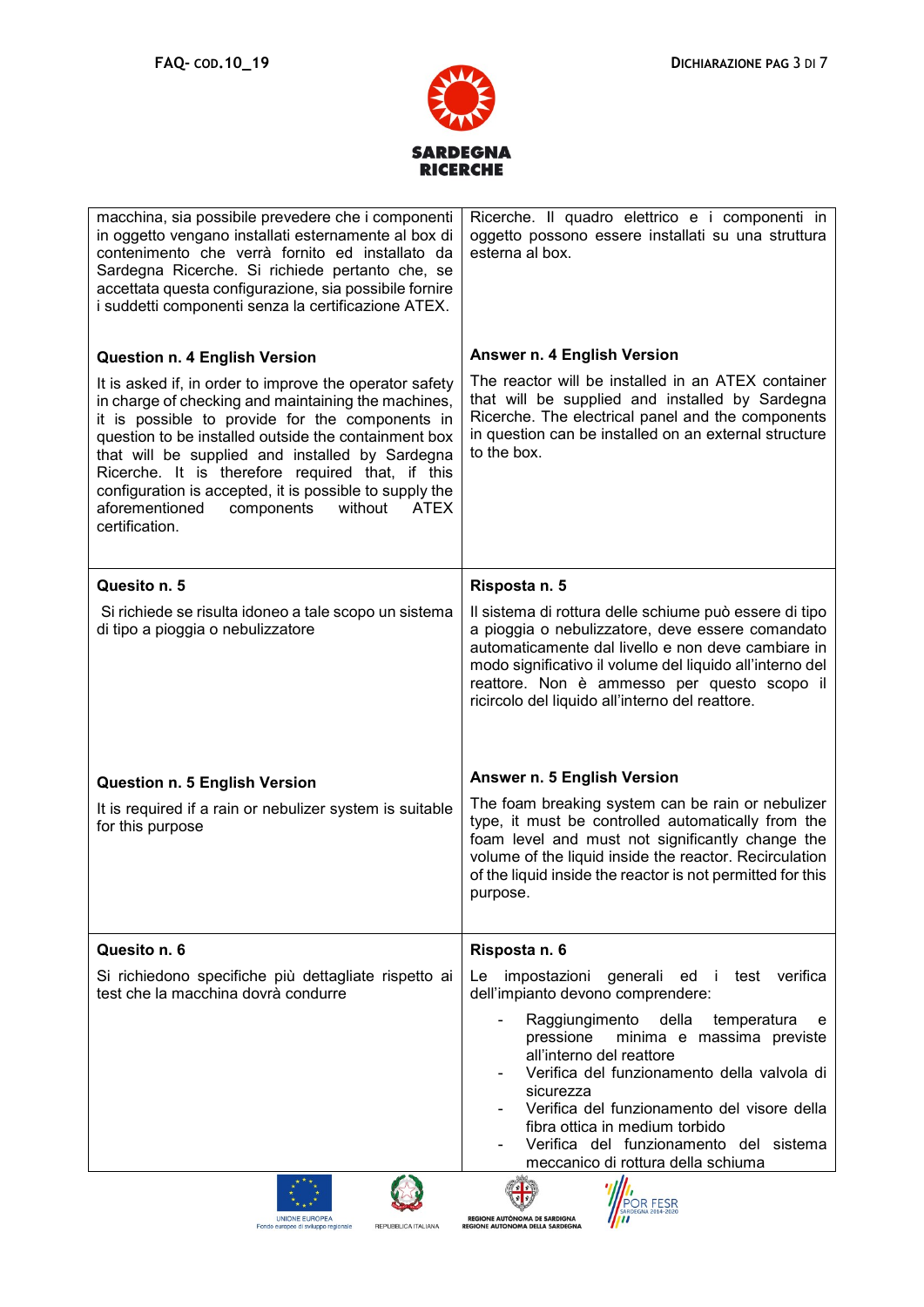| | |
|---|---|
| macchina, sia possibile prevedere che i componenti in oggetto vengano installati esternamente al box di contenimento che verrà fornito ed installato da Sardegna Ricerche. Si richiede pertanto che, se accettata questa configurazione, sia possibile fornire i suddetti componenti senza la certificazione ATEX. | Ricerche. Il quadro elettrico e i componenti in oggetto possono essere installati su una struttura esterna al box. |
| **Question n. 4 English Version**<br><br>It is asked if, in order to improve the operator safety in charge of checking and maintaining the machines, it is possible to provide for the components in question to be installed outside the containment box that will be supplied and installed by Sardegna Ricerche. It is therefore required that, if this configuration is accepted, it is possible to supply the aforementioned components without ATEX certification. | **Answer n. 4 English Version**<br><br>The reactor will be installed in an ATEX container that will be supplied and installed by Sardegna Ricerche. The electrical panel and the components in question can be installed on an external structure to the box. |
| **Quesito n. 5**<br><br>Si richiede se risulta idoneo a tale scopo un sistema di tipo a pioggia o nebulizzatore<br><br>**Question n. 5 English Version**<br><br>It is required if a rain or nebulizer system is suitable for this purpose | **Risposta n. 5**<br><br>Il sistema di rottura delle schiume può essere di tipo a pioggia o nebulizzatore, deve essere comandato automaticamente dal livello e non deve cambiare in modo significativo il volume del liquido all'interno del reattore. Non è ammesso per questo scopo il ricircolo del liquido all'interno del reattore.<br><br>**Answer n. 5 English Version**<br><br>The foam breaking system can be rain or nebulizer type, it must be controlled automatically from the foam level and must not significantly change the volume of the liquid inside the reactor. Recirculation of the liquid inside the reactor is not permitted for this purpose. |
| **Quesito n. 6**<br><br>Si richiedono specifiche più dettagliate rispetto ai test che la macchina dovrà condurre | **Risposta n. 6**<br><br>Le impostazioni generali ed i test verifica dell'impianto devono comprendere:<br><br>- Raggiungimento della temperatura e pressione minima e massima previste all'interno del reattore<br>- Verifica del funzionamento della valvola di sicurezza<br>- Verifica del funzionamento del visore della fibra ottica in medium torbido<br>- Verifica del funzionamento del sistema meccanico di rottura della schiuma |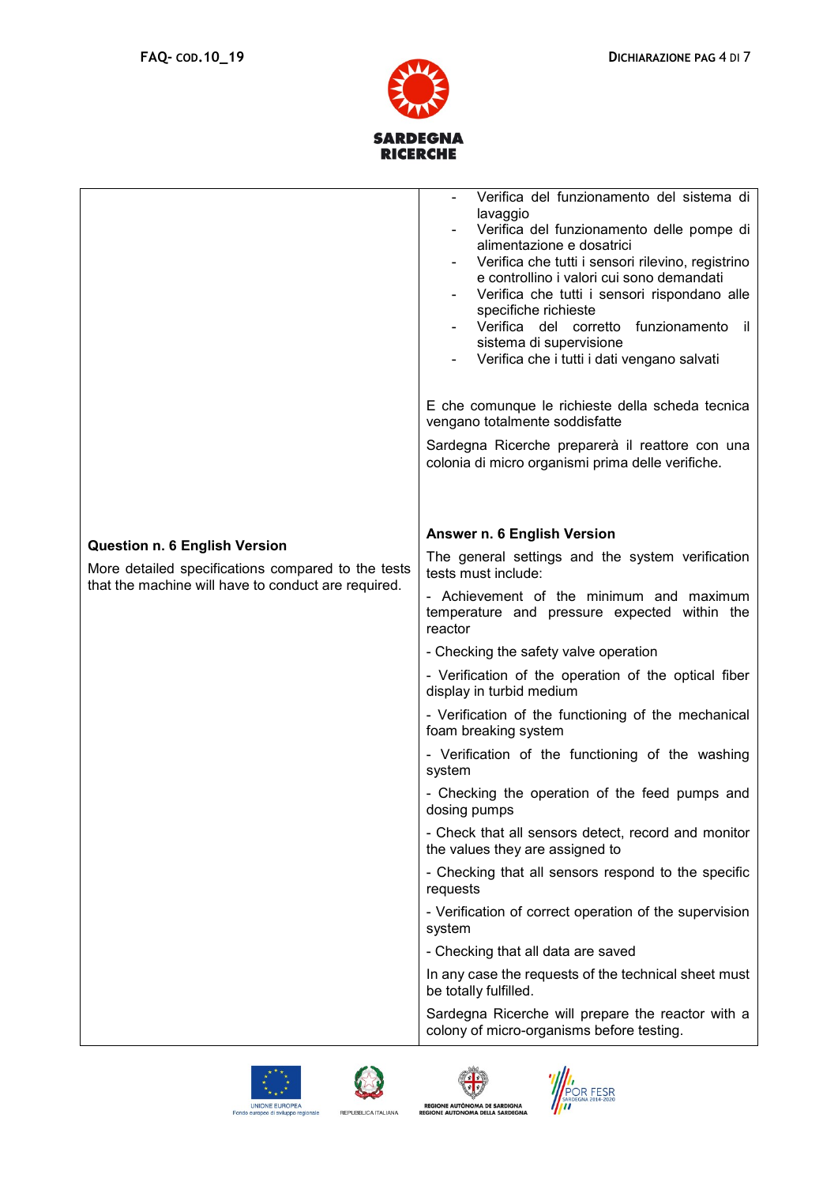| | |
|---|---|
| | - Verifica del funzionamento del sistema di lavaggio<br>- Verifica del funzionamento delle pompe di alimentazione e dosatrici<br>- Verifica che tutti i sensori rilevino, registrino e controllino i valori cui sono demandati<br>- Verifica che tutti i sensori rispondano alle specifiche richieste<br>- Verifica del corretto funzionamento il sistema di supervisione<br>- Verifica che i tutti i dati vengano salvati<br><br>E che comunque le richieste della scheda tecnica vengano totalmente soddisfatte<br><br>Sardegna Ricerche preparerà il reattore con una colonia di micro organismi prima delle verifiche. |
| **Question n. 6 English Version**<br><br>More detailed specifications compared to the tests that the machine will have to conduct are required. | **Answer n. 6 English Version**<br><br>The general settings and the system verification tests must include:<br><br>- Achievement of the minimum and maximum temperature and pressure expected within the reactor<br><br>- Checking the safety valve operation<br><br>- Verification of the operation of the optical fiber display in turbid medium<br><br>- Verification of the functioning of the mechanical foam breaking system<br><br>- Verification of the functioning of the washing system<br><br>- Checking the operation of the feed pumps and dosing pumps<br><br>- Check that all sensors detect, record and monitor the values they are assigned to<br><br>- Checking that all sensors respond to the specific requests<br><br>- Verification of correct operation of the supervision system<br><br>- Checking that all data are saved<br><br>In any case the requests of the technical sheet must be totally fulfilled.<br><br>Sardegna Ricerche will prepare the reactor with a colony of micro-organisms before testing. |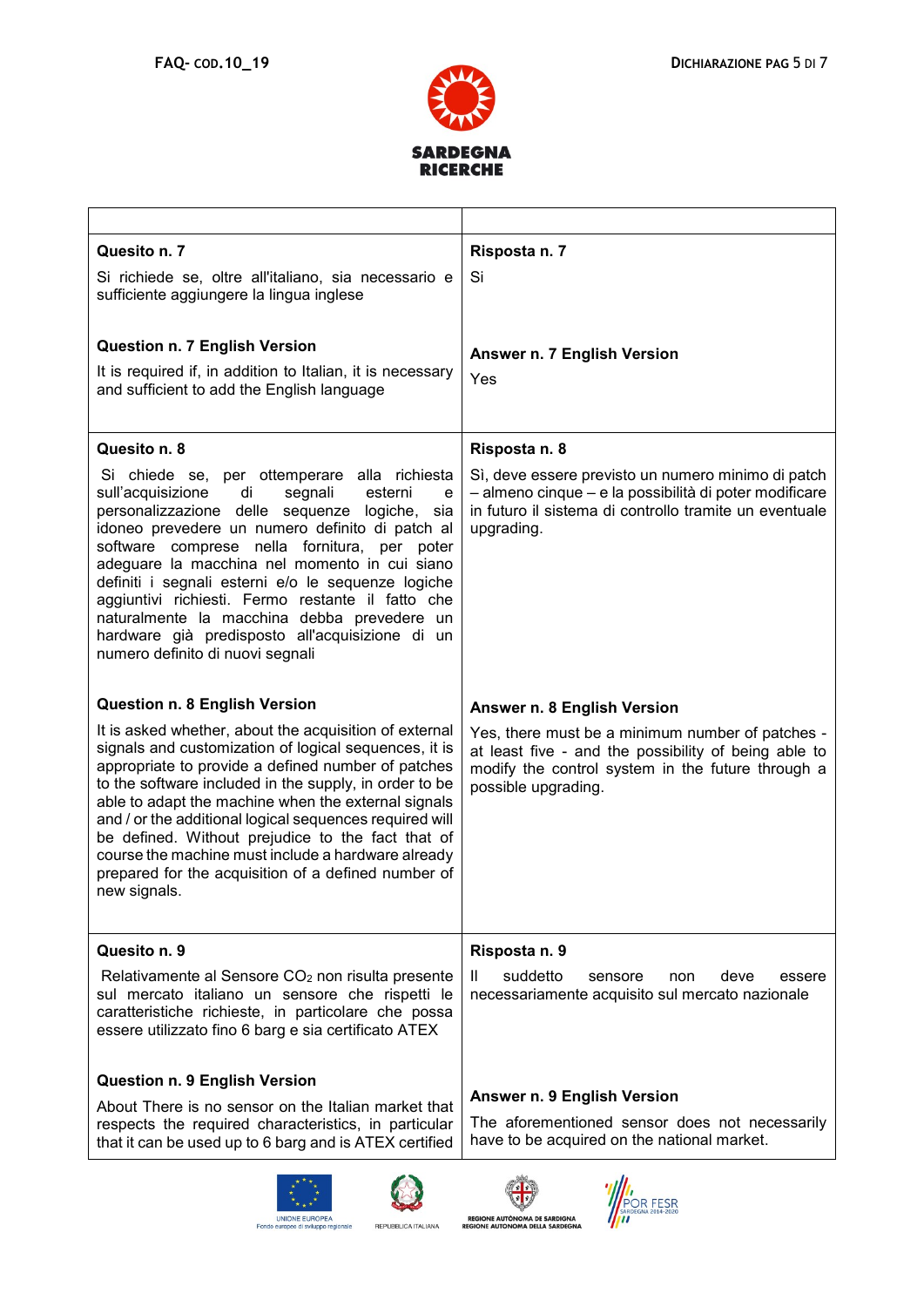| | |
|---|---|
| **Quesito n. 7**<br>Si richiede se, oltre all'italiano, sia necessario e sufficiente aggiungere la lingua inglese<br><br>**Question n. 7 English Version**<br>It is required if, in addition to Italian, it is necessary and sufficient to add the English language | **Risposta n. 7**<br>Si<br><br>**Answer n. 7 English Version**<br>Yes |
| **Quesito n. 8**<br>Si chiede se, per ottemperare alla richiesta sull'acquisizione di segnali esterni e personalizzazione delle sequenze logiche, sia idoneo prevedere un numero definito di patch al software comprese nella fornitura, per poter adeguare la macchina nel momento in cui siano definiti i segnali esterni e/o le sequenze logiche aggiuntivi richiesti. Fermo restante il fatto che naturalmente la macchina debba prevedere un hardware già predisposto all'acquisizione di un numero definito di nuovi segnali<br><br>**Question n. 8 English Version**<br>It is asked whether, about the acquisition of external signals and customization of logical sequences, it is appropriate to provide a defined number of patches to the software included in the supply, in order to be able to adapt the machine when the external signals and / or the additional logical sequences required will be defined. Without prejudice to the fact that of course the machine must include a hardware already prepared for the acquisition of a defined number of new signals. | **Risposta n. 8**<br>Sì, deve essere previsto un numero minimo di patch – almeno cinque – e la possibilità di poter modificare in futuro il sistema di controllo tramite un eventuale upgrading.<br><br>**Answer n. 8 English Version**<br>Yes, there must be a minimum number of patches - at least five - and the possibility of being able to modify the control system in the future through a possible upgrading. |
| **Quesito n. 9**<br>Relativamente al Sensore $CO_2$ non risulta presente sul mercato italiano un sensore che rispetti le caratteristiche richieste, in particolare che possa essere utilizzato fino 6 barg e sia certificato ATEX<br><br>**Question n. 9 English Version**<br>About There is no sensor on the Italian market that respects the required characteristics, in particular that it can be used up to 6 barg and is ATEX certified | **Risposta n. 9**<br>Il suddetto sensore non deve essere necessariamente acquisito sul mercato nazionale<br><br>**Answer n. 9 English Version**<br>The aforementioned sensor does not necessarly have to be acquired on the national market. |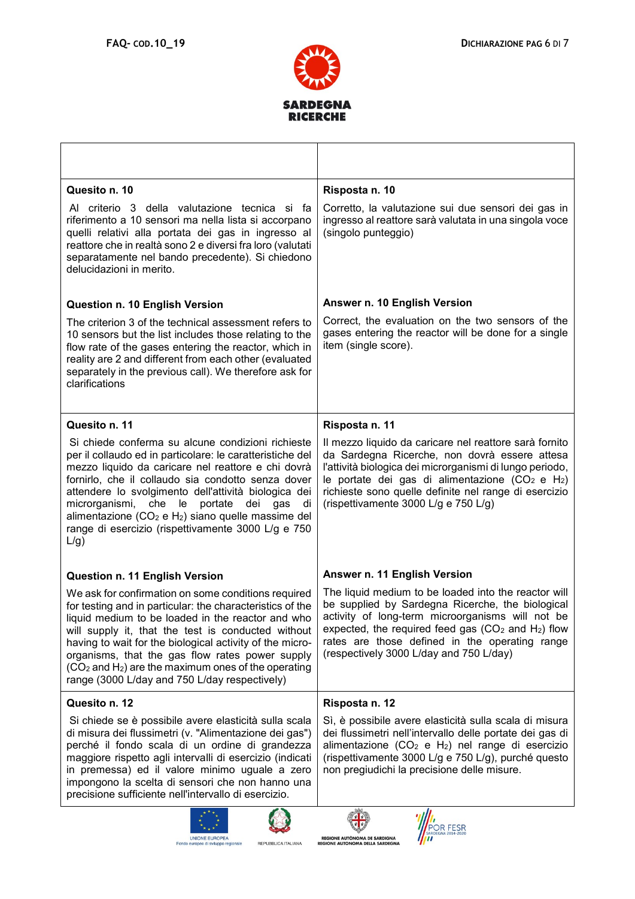| | |
|---|---|
| **Quesito n. 10**<br><br>Al criterio 3 della valutazione tecnica si fa riferimento a 10 sensori ma nella lista si accorpano quelli relativi alla portata dei gas in ingresso al reattore che in realtà sono 2 e diversi fra loro (valutati separatamente nel bando precedente). Si chiedono delucidazioni in merito.<br><br>**Question n. 10 English Version**<br><br>The criterion 3 of the technical assessment refers to 10 sensors but the list includes those relating to the flow rate of the gases entering the reactor, which in reality are 2 and different from each other (evaluated separately in the previous call). We therefore ask for clarifications | **Risposta n. 10**<br><br>Corretto, la valutazione sui due sensori dei gas in ingresso al reattore sarà valutata in una singola voce (singolo punteggio)<br><br>**Answer n. 10 English Version**<br><br>Correct, the evaluation on the two sensors of the gases entering the reactor will be done for a single item (single score). |
| **Quesito n. 11**<br><br>Si chiede conferma su alcune condizioni richieste per il collaudo ed in particolare: le caratteristiche del mezzo liquido da caricare nel reattore e chi dovrà fornirlo, che il collaudo sia condotto senza dover attendere lo svolgimento dell'attività biologica dei microrganismi, che le portate dei gas di alimentazione ($CO_2$ e $H_2$) siano quelle massime del range di esercizio (rispettivamente 3000 L/g e 750 L/g)<br><br>**Question n. 11 English Version**<br><br>We ask for confirmation on some conditions required for testing and in particular: the characteristics of the liquid medium to be loaded in the reactor and who will supply it, that the test is conducted without having to wait for the biological activity of the micro-organisms, that the gas flow rates power supply ($CO_2$ and $H_2$) are the maximum ones of the operating range (3000 L/day and 750 L/day respectively) | **Risposta n. 11**<br><br>Il mezzo liquido da caricare nel reattore sarà fornito da Sardegna Ricerche, non dovrà essere attesa l'attività biologica dei microrganismi di lungo periodo, le portate dei gas di alimentazione ($CO_2$ e $H_2$) richieste sono quelle definite nel range di esercizio (rispettivamente 3000 L/g e 750 L/g)<br><br>**Answer n. 11 English Version**<br><br>The liquid medium to be loaded into the reactor will be supplied by Sardegna Ricerche, the biological activity of long-term microorganisms will not be expected, the required feed gas ($CO_2$ and $H_2$) flow rates are those defined in the operating range (respectively 3000 L/day and 750 L/day) |
| **Quesito n. 12**<br><br>Si chiede se è possibile avere elasticità sulla scala di misura dei flussimetri (v. "Alimentazione dei gas") perché il fondo scala di un ordine di grandezza maggiore rispetto agli intervalli di esercizio (indicati in premessa) ed il valore minimo uguale a zero impongono la scelta di sensori che non hanno una precisione sufficiente nell'intervallo di esercizio. | **Risposta n. 12**<br><br>Sì, è possibile avere elasticità sulla scala di misura dei flussimetri nell'intervallo delle portate dei gas di alimentazione ($CO_2$ e $H_2$) nel range di esercizio (rispettivamente 3000 L/g e 750 L/g), purché questo non pregiudichi la precisione delle misure. |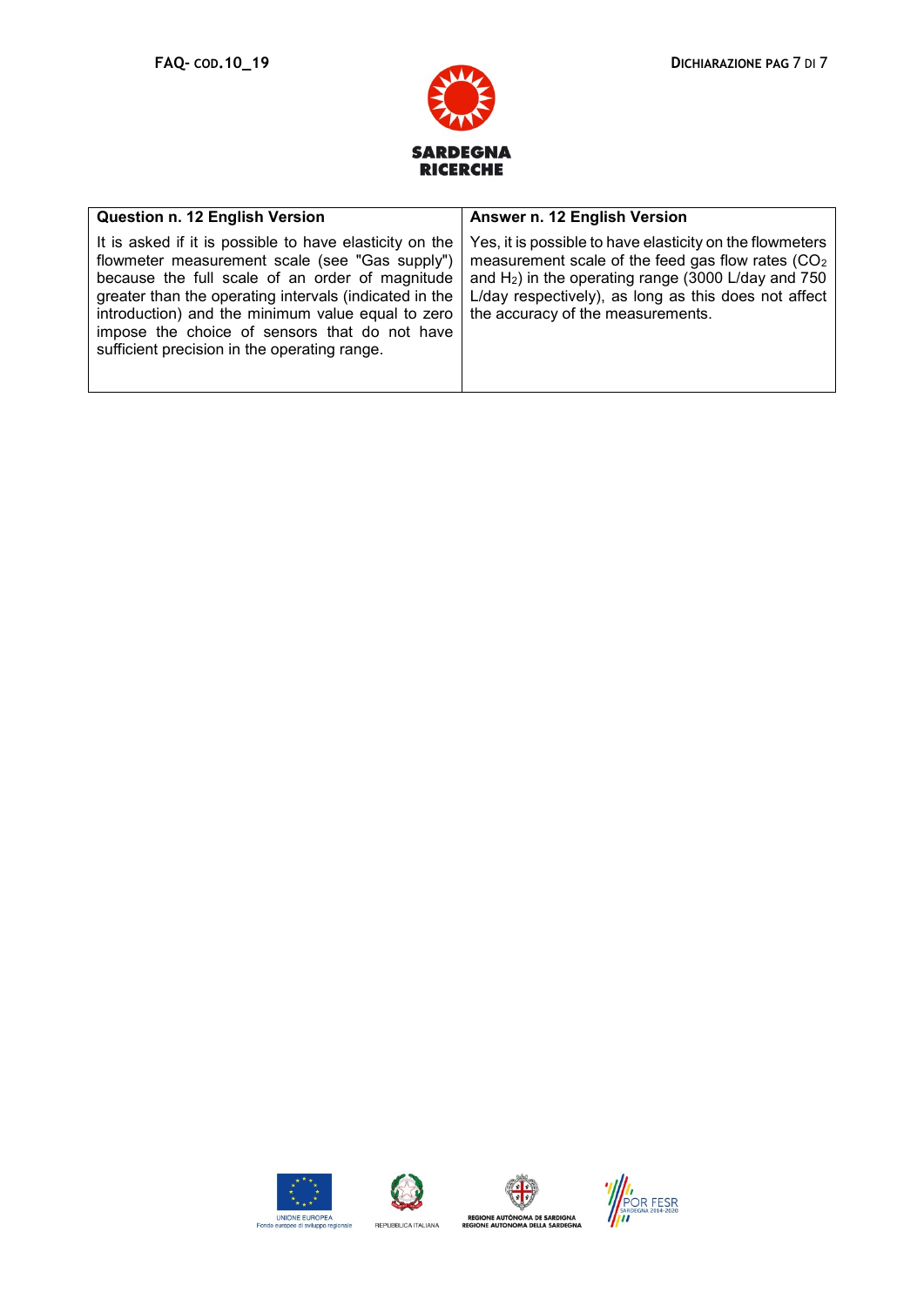| Question n. 12 English Version | Answer n. 12 English Version |
| --- | --- |
| It is asked if it is possible to have elasticity on the flowmeter measurement scale (see "Gas supply") because the full scale of an order of magnitude greater than the operating intervals (indicated in the introduction) and the minimum value equal to zero impose the choice of sensors that do not have sufficient precision in the operating range. | Yes, it is possible to have elasticity on the flowmeters measurement scale of the feed gas flow rates ($CO_2$ and $H_2$) in the operating range (3000 L/day and 750 L/day respectively), as long as this does not affect the accuracy of the measurements. |